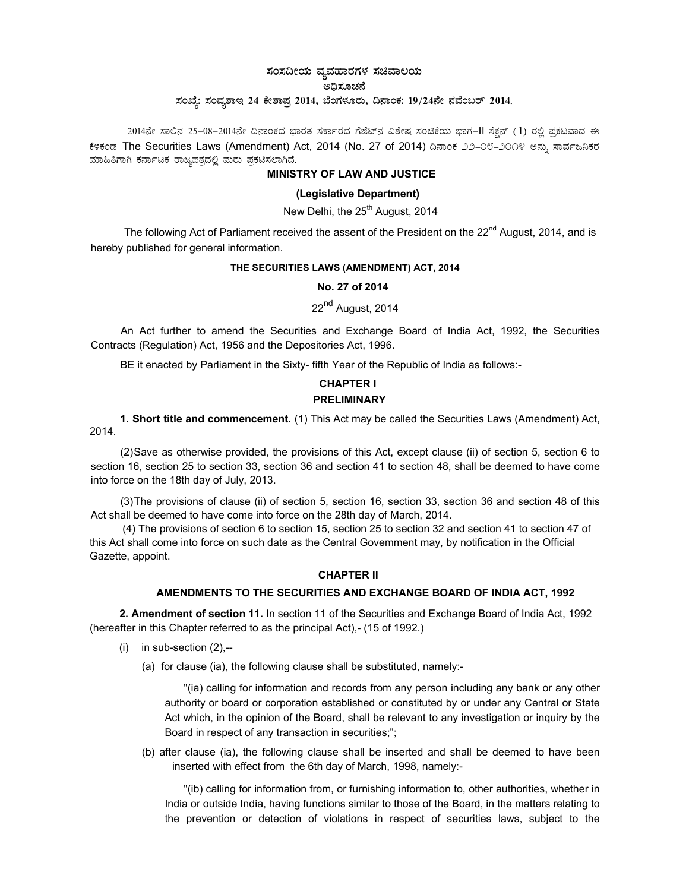**ಸಂಸದೀಯ ವ್ಯವಹಾರಗಳ ಸಚಿವಾಲಯ**

**ಅಧಿಸೂಚನೆ**

**ಸಂಖ್ಯೆ: ಸಂವ್ಯಶಾಇ 24 ಕೇಶಾಪ್ರ 2014, ಬೆಂಗಳೂರು, ದಿನಾಂಕ: 19/24ನೇ ನವೆಂಬರ್ 2014.**

2014ನೇ ಸಾಲಿನ 25-08-2014ನೇ ದಿನಾಂಕದ ಭಾರತ ಸರ್ಕಾರದ ಗೆಜೆಟ್‌ನ ವಿಶೇಷ ಸಂಚಿಕೆಯ ಭಾಗ-II ಸೆಕ್ಷನ್ (1) ರಲ್ಲಿ ಪ್ರಕಟವಾದ ಈ ಕೆಳಕಂಡ The Securities Laws (Amendment) Act, 2014 (No. 27 of 2014) ದಿನಾಂಕ ೨೨-೦೮-೨೦೧೪ ಅನ್ನು ಸಾರ್ವಜನಿಕರ ಮಾಹಿತಿಗಾಗಿ ಕರ್ನಾಟಕ ರಾಜ್ಯಪತ್ರದಲ್ಲಿ ಮರು ಪ್ರಕಟಿಸಲಾಗಿದೆ.

**MINISTRY OF LAW AND JUSTICE**

**(Legislative Department)**

New Delhi, the 25th August, 2014

The following Act of Parliament received the assent of the President on the 22nd August, 2014, and is hereby published for general information.

**THE SECURITIES LAWS (AMENDMENT) ACT, 2014**

**No. 27 of 2014**

22nd August, 2014

An Act further to amend the Securities and Exchange Board of India Act, 1992, the Securities Contracts (Regulation) Act, 1956 and the Depositories Act, 1996.

BE it enacted by Parliament in the Sixty- fifth Year of the Republic of India as follows:-

## CHAPTER I

## PRELIMINARY

**1. Short title and commencement.** (1) This Act may be called the Securities Laws (Amendment) Act, 2014.

(2) Save as otherwise provided, the provisions of this Act, except clause (ii) of section 5, section 6 to section 16, section 25 to section 33, section 36 and section 41 to section 48, shall be deemed to have come into force on the 18th day of July, 2013.

(3) The provisions of clause (ii) of section 5, section 16, section 33, section 36 and section 48 of this Act shall be deemed to have come into force on the 28th day of March, 2014.

(4) The provisions of section 6 to section 15, section 25 to section 32 and section 41 to section 47 of this Act shall come into force on such date as the Central Government may, by notification in the Official Gazette, appoint.

## CHAPTER II

## AMENDMENTS TO THE SECURITIES AND EXCHANGE BOARD OF INDIA ACT, 1992

**2. Amendment of section 11.** In section 11 of the Securities and Exchange Board of India Act, 1992 (hereafter in this Chapter referred to as the principal Act),- (15 of 1992.)

(i) in sub-section (2),--

(a) for clause (ia), the following clause shall be substituted, namely:-

"(ia) calling for information and records from any person including any bank or any other authority or board or corporation established or constituted by or under any Central or State Act which, in the opinion of the Board, shall be relevant to any investigation or inquiry by the Board in respect of any transaction in securities;";

(b) after clause (ia), the following clause shall be inserted and shall be deemed to have been inserted with effect from the 6th day of March, 1998, namely:-

"(ib) calling for information from, or furnishing information to, other authorities, whether in India or outside India, having functions similar to those of the Board, in the matters relating to the prevention or detection of violations in respect of securities laws, subject to the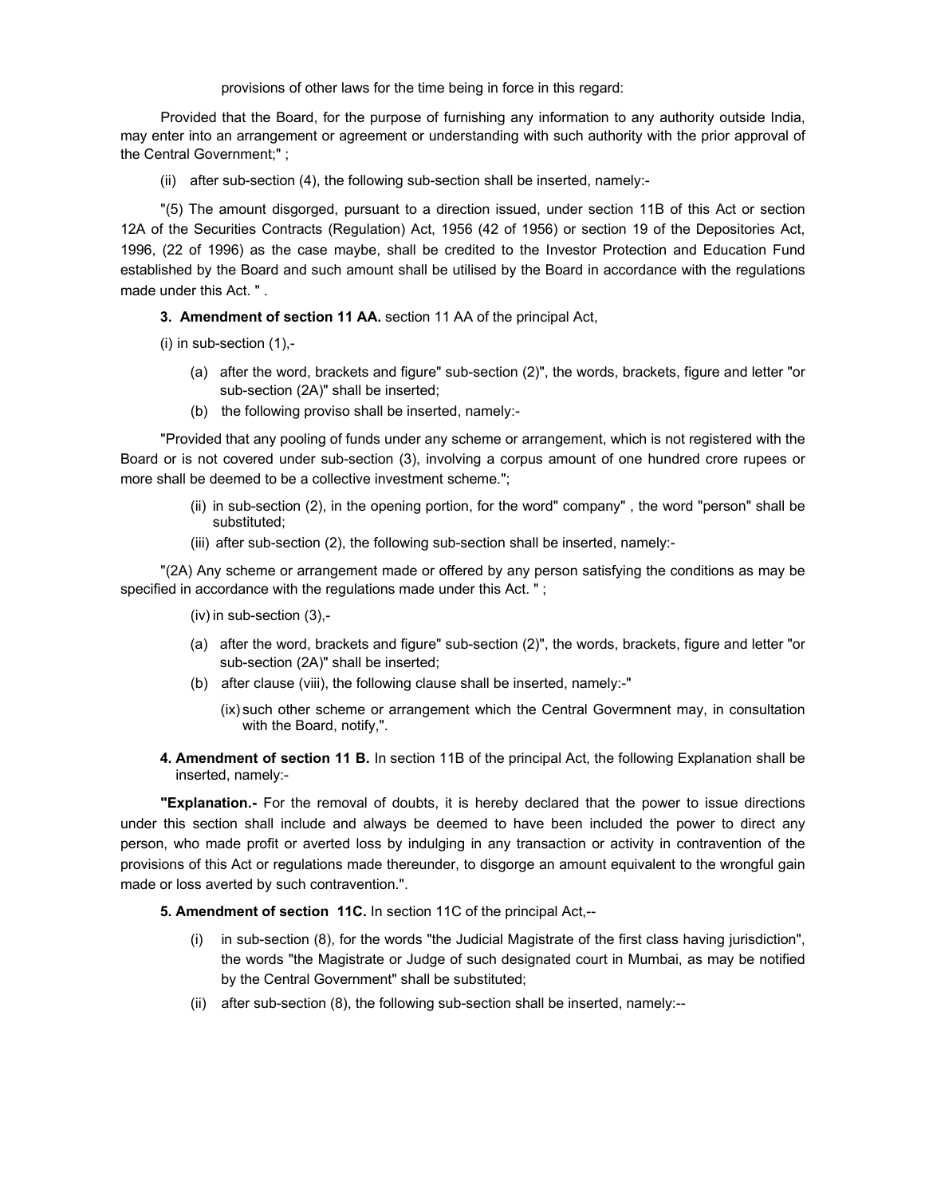provisions of other laws for the time being in force in this regard:

Provided that the Board, for the purpose of furnishing any information to any authority outside India, may enter into an arrangement or agreement or understanding with such authority with the prior approval of the Central Government;" ;

(ii) after sub-section (4), the following sub-section shall be inserted, namely:-

"(5) The amount disgorged, pursuant to a direction issued, under section 11B of this Act or section 12A of the Securities Contracts (Regulation) Act, 1956 (42 of 1956) or section 19 of the Depositories Act, 1996, (22 of 1996) as the case maybe, shall be credited to the Investor Protection and Education Fund established by the Board and such amount shall be utilised by the Board in accordance with the regulations made under this Act. " .

**3. Amendment of section 11 AA.** section 11 AA of the principal Act,

(i) in sub-section (1),-

- (a) after the word, brackets and figure" sub-section (2)", the words, brackets, figure and letter "or sub-section (2A)" shall be inserted;
- (b) the following proviso shall be inserted, namely:-

"Provided that any pooling of funds under any scheme or arrangement, which is not registered with the Board or is not covered under sub-section (3), involving a corpus amount of one hundred crore rupees or more shall be deemed to be a collective investment scheme.";

(ii) in sub-section (2), in the opening portion, for the word" company" , the word "person" shall be substituted;

(iii) after sub-section (2), the following sub-section shall be inserted, namely:-

"(2A) Any scheme or arrangement made or offered by any person satisfying the conditions as may be specified in accordance with the regulations made under this Act. " ;

(iv) in sub-section (3),-

- (a) after the word, brackets and figure" sub-section (2)", the words, brackets, figure and letter "or sub-section (2A)" shall be inserted;
- (b) after clause (viii), the following clause shall be inserted, namely:-"

  (ix) such other scheme or arrangement which the Central Govermnent may, in consultation with the Board, notify,".

**4. Amendment of section 11 B.** In section 11B of the principal Act, the following Explanation shall be inserted, namely:-

**"Explanation.-** For the removal of doubts, it is hereby declared that the power to issue directions under this section shall include and always be deemed to have been included the power to direct any person, who made profit or averted loss by indulging in any transaction or activity in contravention of the provisions of this Act or regulations made thereunder, to disgorge an amount equivalent to the wrongful gain made or loss averted by such contravention.".

**5. Amendment of section 11C.** In section 11C of the principal Act,--

- (i) in sub-section (8), for the words "the Judicial Magistrate of the first class having jurisdiction", the words "the Magistrate or Judge of such designated court in Mumbai, as may be notified by the Central Government" shall be substituted;
- (ii) after sub-section (8), the following sub-section shall be inserted, namely:--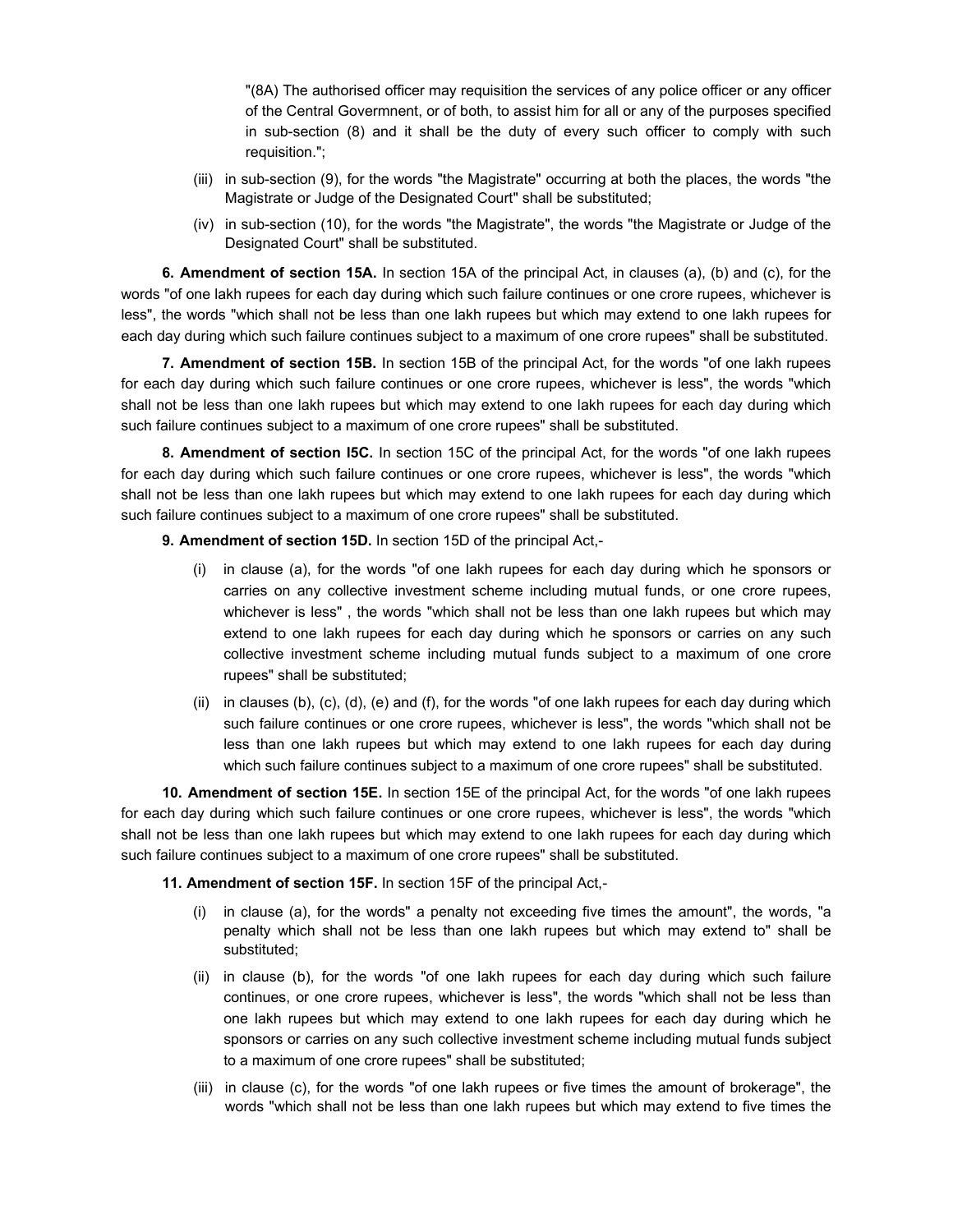"(8A) The authorised officer may requisition the services of any police officer or any officer of the Central Govermnent, or of both, to assist him for all or any of the purposes specified in sub-section (8) and it shall be the duty of every such officer to comply with such requisition.";

(iii) in sub-section (9), for the words "the Magistrate" occurring at both the places, the words "the Magistrate or Judge of the Designated Court" shall be substituted;

(iv) in sub-section (10), for the words "the Magistrate", the words "the Magistrate or Judge of the Designated Court" shall be substituted.

**6. Amendment of section 15A.** In section 15A of the principal Act, in clauses (a), (b) and (c), for the words "of one lakh rupees for each day during which such failure continues or one crore rupees, whichever is less", the words "which shall not be less than one lakh rupees but which may extend to one lakh rupees for each day during which such failure continues subject to a maximum of one crore rupees" shall be substituted.

**7. Amendment of section 15B.** In section 15B of the principal Act, for the words "of one lakh rupees for each day during which such failure continues or one crore rupees, whichever is less", the words "which shall not be less than one lakh rupees but which may extend to one lakh rupees for each day during which such failure continues subject to a maximum of one crore rupees" shall be substituted.

**8. Amendment of section I5C.** In section 15C of the principal Act, for the words "of one lakh rupees for each day during which such failure continues or one crore rupees, whichever is less", the words "which shall not be less than one lakh rupees but which may extend to one lakh rupees for each day during which such failure continues subject to a maximum of one crore rupees" shall be substituted.

**9. Amendment of section 15D.** In section 15D of the principal Act,-

(i) in clause (a), for the words "of one lakh rupees for each day during which he sponsors or carries on any collective investment scheme including mutual funds, or one crore rupees, whichever is less" , the words "which shall not be less than one lakh rupees but which may extend to one lakh rupees for each day during which he sponsors or carries on any such collective investment scheme including mutual funds subject to a maximum of one crore rupees" shall be substituted;

(ii) in clauses (b), (c), (d), (e) and (f), for the words "of one lakh rupees for each day during which such failure continues or one crore rupees, whichever is less", the words "which shall not be less than one lakh rupees but which may extend to one lakh rupees for each day during which such failure continues subject to a maximum of one crore rupees" shall be substituted.

**10. Amendment of section 15E.** In section 15E of the principal Act, for the words "of one lakh rupees for each day during which such failure continues or one crore rupees, whichever is less", the words "which shall not be less than one lakh rupees but which may extend to one lakh rupees for each day during which such failure continues subject to a maximum of one crore rupees" shall be substituted.

**11. Amendment of section 15F.** In section 15F of the principal Act,-

(i) in clause (a), for the words" a penalty not exceeding five times the amount", the words, "a penalty which shall not be less than one lakh rupees but which may extend to" shall be substituted;

(ii) in clause (b), for the words "of one lakh rupees for each day during which such failure continues, or one crore rupees, whichever is less", the words "which shall not be less than one lakh rupees but which may extend to one lakh rupees for each day during which he sponsors or carries on any such collective investment scheme including mutual funds subject to a maximum of one crore rupees" shall be substituted;

(iii) in clause (c), for the words "of one lakh rupees or five times the amount of brokerage", the words "which shall not be less than one lakh rupees but which may extend to five times the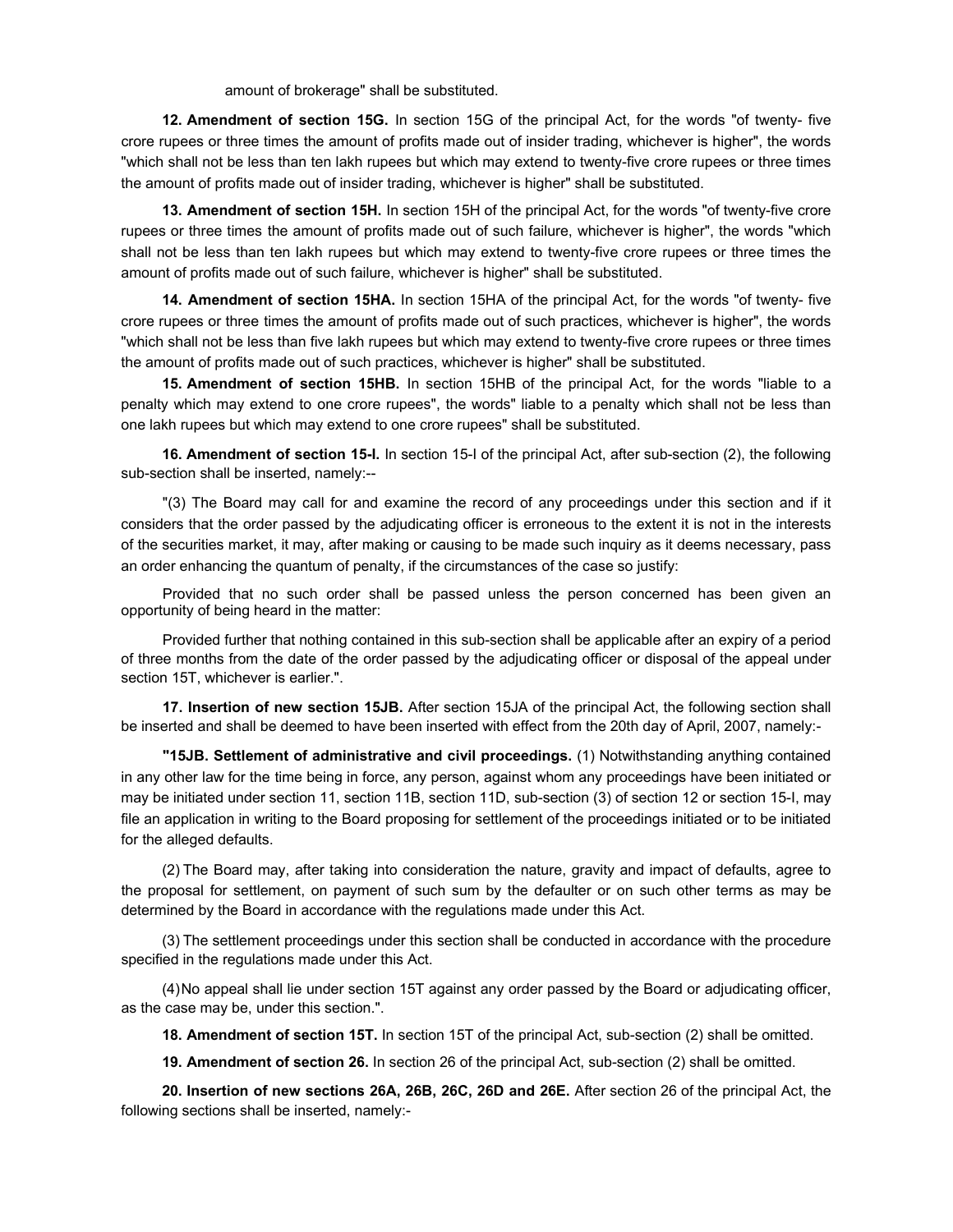amount of brokerage" shall be substituted.

**12. Amendment of section 15G.** In section 15G of the principal Act, for the words "of twenty- five crore rupees or three times the amount of profits made out of insider trading, whichever is higher", the words "which shall not be less than ten lakh rupees but which may extend to twenty-five crore rupees or three times the amount of profits made out of insider trading, whichever is higher" shall be substituted.

**13. Amendment of section 15H.** In section 15H of the principal Act, for the words "of twenty-five crore rupees or three times the amount of profits made out of such failure, whichever is higher", the words "which shall not be less than ten lakh rupees but which may extend to twenty-five crore rupees or three times the amount of profits made out of such failure, whichever is higher" shall be substituted.

**14. Amendment of section 15HA.** In section 15HA of the principal Act, for the words "of twenty- five crore rupees or three times the amount of profits made out of such practices, whichever is higher", the words "which shall not be less than five lakh rupees but which may extend to twenty-five crore rupees or three times the amount of profits made out of such practices, whichever is higher" shall be substituted.

**15. Amendment of section 15HB.** In section 15HB of the principal Act, for the words "liable to a penalty which may extend to one crore rupees", the words" liable to a penalty which shall not be less than one lakh rupees but which may extend to one crore rupees" shall be substituted.

**16. Amendment of section 15-I.** In section 15-I of the principal Act, after sub-section (2), the following sub-section shall be inserted, namely:--

"(3) The Board may call for and examine the record of any proceedings under this section and if it considers that the order passed by the adjudicating officer is erroneous to the extent it is not in the interests of the securities market, it may, after making or causing to be made such inquiry as it deems necessary, pass an order enhancing the quantum of penalty, if the circumstances of the case so justify:

Provided that no such order shall be passed unless the person concerned has been given an opportunity of being heard in the matter:

Provided further that nothing contained in this sub-section shall be applicable after an expiry of a period of three months from the date of the order passed by the adjudicating officer or disposal of the appeal under section 15T, whichever is earlier.".

**17. Insertion of new section 15JB.** After section 15JA of the principal Act, the following section shall be inserted and shall be deemed to have been inserted with effect from the 20th day of April, 2007, namely:-

**"15JB. Settlement of administrative and civil proceedings.** (1) Notwithstanding anything contained in any other law for the time being in force, any person, against whom any proceedings have been initiated or may be initiated under section 11, section 11B, section 11D, sub-section (3) of section 12 or section 15-I, may file an application in writing to the Board proposing for settlement of the proceedings initiated or to be initiated for the alleged defaults.

(2) The Board may, after taking into consideration the nature, gravity and impact of defaults, agree to the proposal for settlement, on payment of such sum by the defaulter or on such other terms as may be determined by the Board in accordance with the regulations made under this Act.

(3) The settlement proceedings under this section shall be conducted in accordance with the procedure specified in the regulations made under this Act.

(4) No appeal shall lie under section 15T against any order passed by the Board or adjudicating officer, as the case may be, under this section.".

**18. Amendment of section 15T.** In section 15T of the principal Act, sub-section (2) shall be omitted.

**19. Amendment of section 26.** In section 26 of the principal Act, sub-section (2) shall be omitted.

**20. Insertion of new sections 26A, 26B, 26C, 26D and 26E.** After section 26 of the principal Act, the following sections shall be inserted, namely:-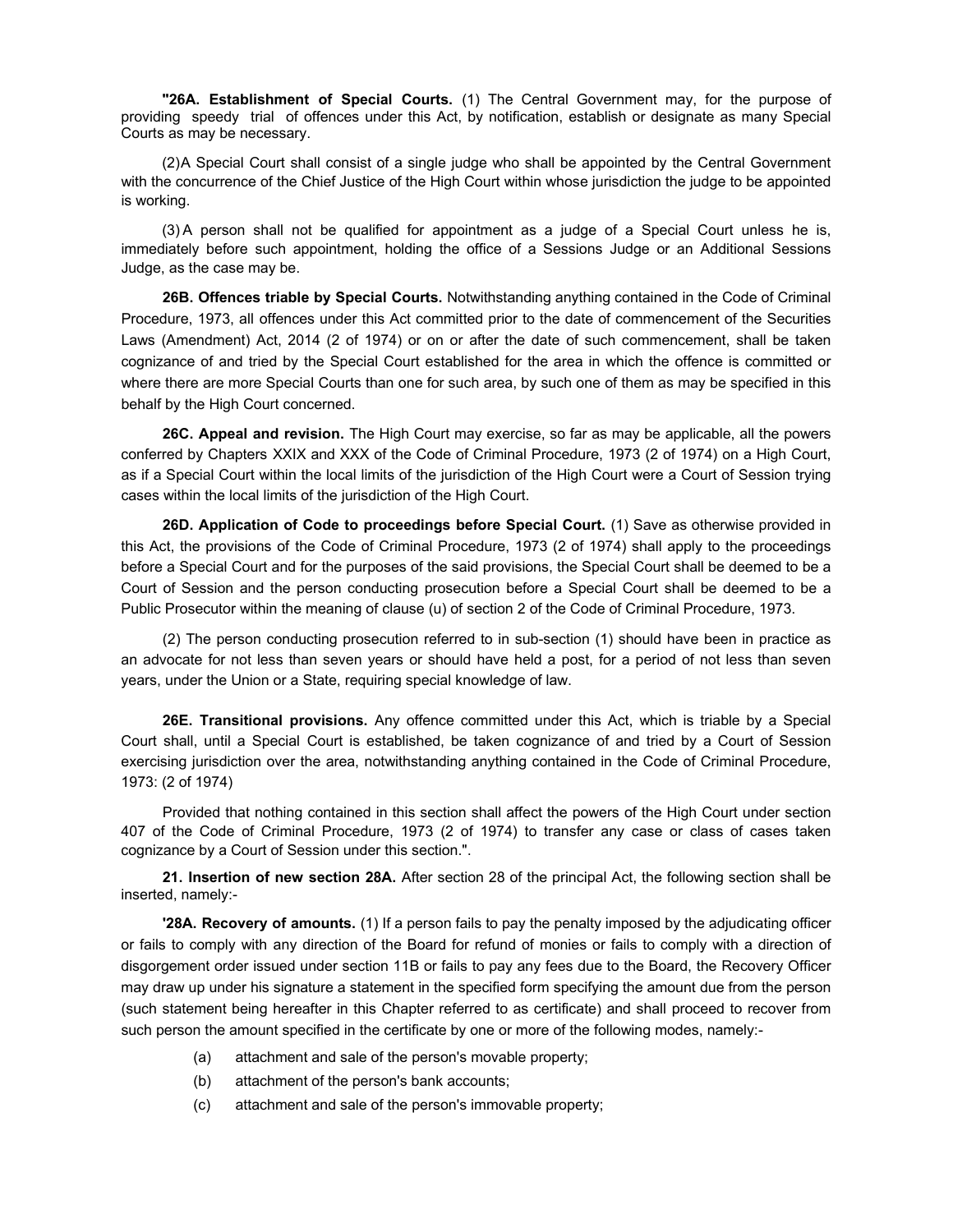**"26A. Establishment of Special Courts.** (1) The Central Government may, for the purpose of providing speedy trial of offences under this Act, by notification, establish or designate as many Special Courts as may be necessary.

(2) A Special Court shall consist of a single judge who shall be appointed by the Central Government with the concurrence of the Chief Justice of the High Court within whose jurisdiction the judge to be appointed is working.

(3) A person shall not be qualified for appointment as a judge of a Special Court unless he is, immediately before such appointment, holding the office of a Sessions Judge or an Additional Sessions Judge, as the case may be.

**26B. Offences triable by Special Courts.** Notwithstanding anything contained in the Code of Criminal Procedure, 1973, all offences under this Act committed prior to the date of commencement of the Securities Laws (Amendment) Act, 2014 (2 of 1974) or on or after the date of such commencement, shall be taken cognizance of and tried by the Special Court established for the area in which the offence is committed or where there are more Special Courts than one for such area, by such one of them as may be specified in this behalf by the High Court concerned.

**26C. Appeal and revision.** The High Court may exercise, so far as may be applicable, all the powers conferred by Chapters XXIX and XXX of the Code of Criminal Procedure, 1973 (2 of 1974) on a High Court, as if a Special Court within the local limits of the jurisdiction of the High Court were a Court of Session trying cases within the local limits of the jurisdiction of the High Court.

**26D. Application of Code to proceedings before Special Court.** (1) Save as otherwise provided in this Act, the provisions of the Code of Criminal Procedure, 1973 (2 of 1974) shall apply to the proceedings before a Special Court and for the purposes of the said provisions, the Special Court shall be deemed to be a Court of Session and the person conducting prosecution before a Special Court shall be deemed to be a Public Prosecutor within the meaning of clause (u) of section 2 of the Code of Criminal Procedure, 1973.

(2) The person conducting prosecution referred to in sub-section (1) should have been in practice as an advocate for not less than seven years or should have held a post, for a period of not less than seven years, under the Union or a State, requiring special knowledge of law.

**26E. Transitional provisions.** Any offence committed under this Act, which is triable by a Special Court shall, until a Special Court is established, be taken cognizance of and tried by a Court of Session exercising jurisdiction over the area, notwithstanding anything contained in the Code of Criminal Procedure, 1973: (2 of 1974)

Provided that nothing contained in this section shall affect the powers of the High Court under section 407 of the Code of Criminal Procedure, 1973 (2 of 1974) to transfer any case or class of cases taken cognizance by a Court of Session under this section.".

**21. Insertion of new section 28A.** After section 28 of the principal Act, the following section shall be inserted, namely:-

**'28A. Recovery of amounts.** (1) If a person fails to pay the penalty imposed by the adjudicating officer or fails to comply with any direction of the Board for refund of monies or fails to comply with a direction of disgorgement order issued under section 11B or fails to pay any fees due to the Board, the Recovery Officer may draw up under his signature a statement in the specified form specifying the amount due from the person (such statement being hereafter in this Chapter referred to as certificate) and shall proceed to recover from such person the amount specified in the certificate by one or more of the following modes, namely:-

- (a) attachment and sale of the person's movable property;
- (b) attachment of the person's bank accounts;
- (c) attachment and sale of the person's immovable property;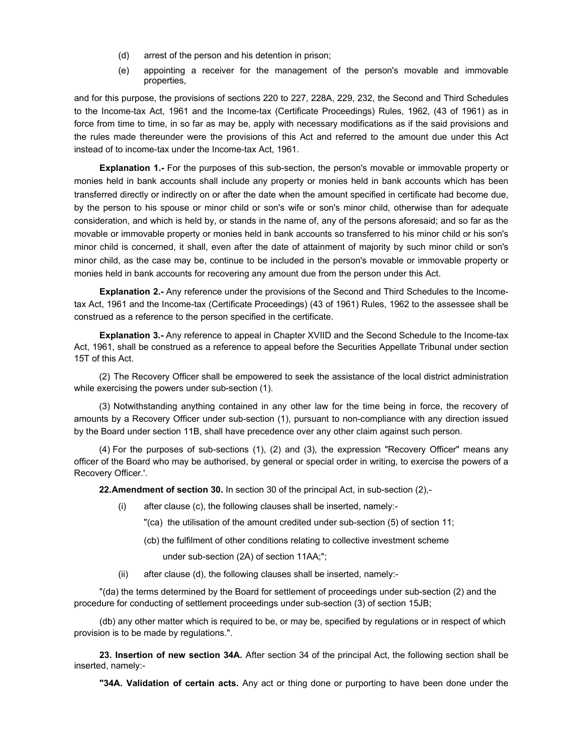(d) arrest of the person and his detention in prison;

(e) appointing a receiver for the management of the person's movable and immovable properties,

and for this purpose, the provisions of sections 220 to 227, 228A, 229, 232, the Second and Third Schedules to the Income-tax Act, 1961 and the Income-tax (Certificate Proceedings) Rules, 1962, (43 of 1961) as in force from time to time, in so far as may be, apply with necessary modifications as if the said provisions and the rules made thereunder were the provisions of this Act and referred to the amount due under this Act instead of to income-tax under the Income-tax Act, 1961.

**Explanation 1.-** For the purposes of this sub-section, the person's movable or immovable property or monies held in bank accounts shall include any property or monies held in bank accounts which has been transferred directly or indirectly on or after the date when the amount specified in certificate had become due, by the person to his spouse or minor child or son's wife or son's minor child, otherwise than for adequate consideration, and which is held by, or stands in the name of, any of the persons aforesaid; and so far as the movable or immovable property or monies held in bank accounts so transferred to his minor child or his son's minor child is concerned, it shall, even after the date of attainment of majority by such minor child or son's minor child, as the case may be, continue to be included in the person's movable or immovable property or monies held in bank accounts for recovering any amount due from the person under this Act.

**Explanation 2.-** Any reference under the provisions of the Second and Third Schedules to the Income-tax Act, 1961 and the Income-tax (Certificate Proceedings) (43 of 1961) Rules, 1962 to the assessee shall be construed as a reference to the person specified in the certificate.

**Explanation 3.-** Any reference to appeal in Chapter XVIID and the Second Schedule to the Income-tax Act, 1961, shall be construed as a reference to appeal before the Securities Appellate Tribunal under section 15T of this Act.

(2) The Recovery Officer shall be empowered to seek the assistance of the local district administration while exercising the powers under sub-section (1).

(3) Notwithstanding anything contained in any other law for the time being in force, the recovery of amounts by a Recovery Officer under sub-section (1), pursuant to non-compliance with any direction issued by the Board under section 11B, shall have precedence over any other claim against such person.

(4) For the purposes of sub-sections (1), (2) and (3), the expression "Recovery Officer" means any officer of the Board who may be authorised, by general or special order in writing, to exercise the powers of a Recovery Officer.'.

**22. Amendment of section 30.** In section 30 of the principal Act, in sub-section (2),-

(i) after clause (c), the following clauses shall be inserted, namely:-

"(ca) the utilisation of the amount credited under sub-section (5) of section 11;

(cb) the fulfilment of other conditions relating to collective investment scheme under sub-section (2A) of section 11AA;";

(ii) after clause (d), the following clauses shall be inserted, namely:-

"(da) the terms determined by the Board for settlement of proceedings under sub-section (2) and the procedure for conducting of settlement proceedings under sub-section (3) of section 15JB;

(db) any other matter which is required to be, or may be, specified by regulations or in respect of which provision is to be made by regulations.".

**23. Insertion of new section 34A.** After section 34 of the principal Act, the following section shall be inserted, namely:-

**"34A. Validation of certain acts.** Any act or thing done or purporting to have been done under the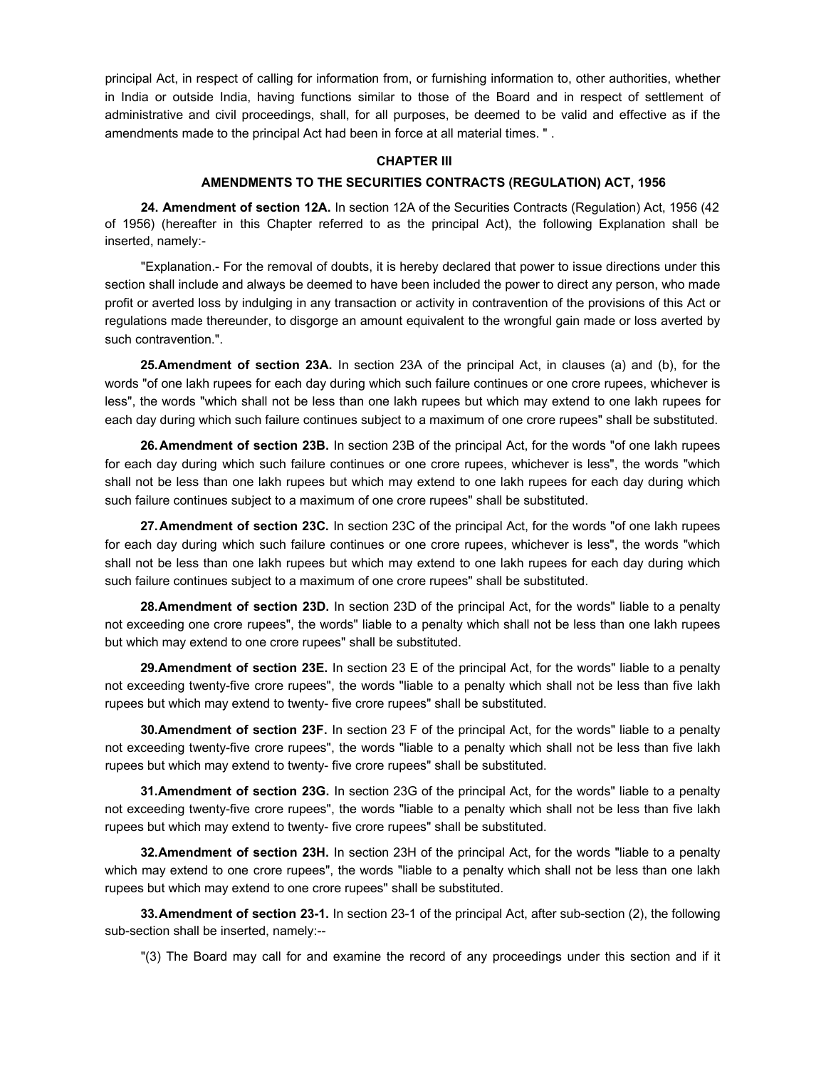principal Act, in respect of calling for information from, or furnishing information to, other authorities, whether in India or outside India, having functions similar to those of the Board and in respect of settlement of administrative and civil proceedings, shall, for all purposes, be deemed to be valid and effective as if the amendments made to the principal Act had been in force at all material times. " .

## CHAPTER III

## AMENDMENTS TO THE SECURITIES CONTRACTS (REGULATION) ACT, 1956

**24. Amendment of section 12A.** In section 12A of the Securities Contracts (Regulation) Act, 1956 (42 of 1956) (hereafter in this Chapter referred to as the principal Act), the following Explanation shall be inserted, namely:-

"Explanation.- For the removal of doubts, it is hereby declared that power to issue directions under this section shall include and always be deemed to have been included the power to direct any person, who made profit or averted loss by indulging in any transaction or activity in contravention of the provisions of this Act or regulations made thereunder, to disgorge an amount equivalent to the wrongful gain made or loss averted by such contravention.".

**25.Amendment of section 23A.** In section 23A of the principal Act, in clauses (a) and (b), for the words "of one lakh rupees for each day during which such failure continues or one crore rupees, whichever is less", the words "which shall not be less than one lakh rupees but which may extend to one lakh rupees for each day during which such failure continues subject to a maximum of one crore rupees" shall be substituted.

**26. Amendment of section 23B.** In section 23B of the principal Act, for the words "of one lakh rupees for each day during which such failure continues or one crore rupees, whichever is less", the words "which shall not be less than one lakh rupees but which may extend to one lakh rupees for each day during which such failure continues subject to a maximum of one crore rupees" shall be substituted.

**27. Amendment of section 23C.** In section 23C of the principal Act, for the words "of one lakh rupees for each day during which such failure continues or one crore rupees, whichever is less", the words "which shall not be less than one lakh rupees but which may extend to one lakh rupees for each day during which such failure continues subject to a maximum of one crore rupees" shall be substituted.

**28.Amendment of section 23D.** In section 23D of the principal Act, for the words" liable to a penalty not exceeding one crore rupees", the words" liable to a penalty which shall not be less than one lakh rupees but which may extend to one crore rupees" shall be substituted.

**29.Amendment of section 23E.** In section 23 E of the principal Act, for the words" liable to a penalty not exceeding twenty-five crore rupees", the words "liable to a penalty which shall not be less than five lakh rupees but which may extend to twenty- five crore rupees" shall be substituted.

**30.Amendment of section 23F.** In section 23 F of the principal Act, for the words" liable to a penalty not exceeding twenty-five crore rupees", the words "liable to a penalty which shall not be less than five lakh rupees but which may extend to twenty- five crore rupees" shall be substituted.

**31.Amendment of section 23G.** In section 23G of the principal Act, for the words" liable to a penalty not exceeding twenty-five crore rupees", the words "liable to a penalty which shall not be less than five lakh rupees but which may extend to twenty- five crore rupees" shall be substituted.

**32.Amendment of section 23H.** In section 23H of the principal Act, for the words "liable to a penalty which may extend to one crore rupees", the words "liable to a penalty which shall not be less than one lakh rupees but which may extend to one crore rupees" shall be substituted.

**33.Amendment of section 23-1.** In section 23-1 of the principal Act, after sub-section (2), the following sub-section shall be inserted, namely:--

"(3) The Board may call for and examine the record of any proceedings under this section and if it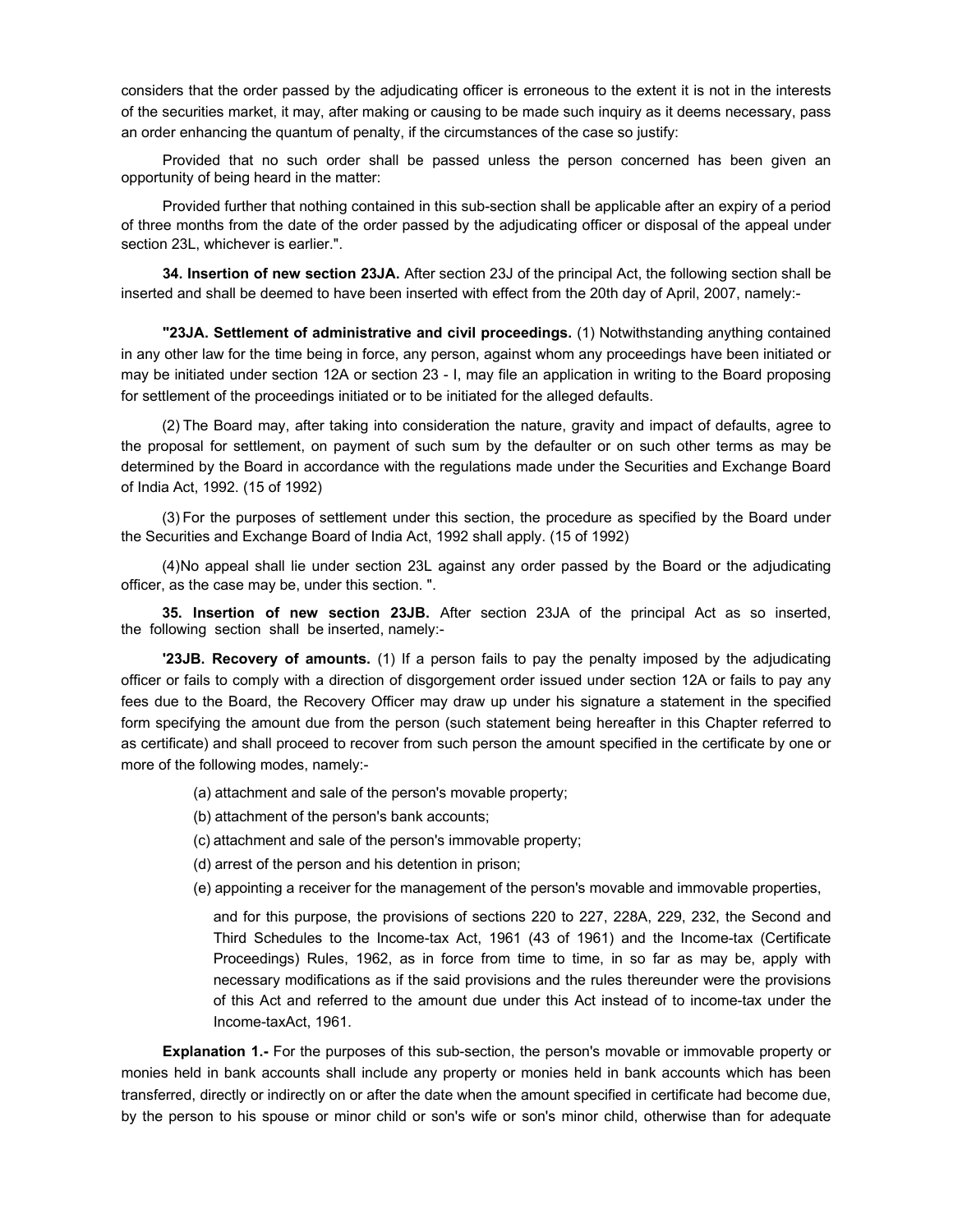considers that the order passed by the adjudicating officer is erroneous to the extent it is not in the interests of the securities market, it may, after making or causing to be made such inquiry as it deems necessary, pass an order enhancing the quantum of penalty, if the circumstances of the case so justify:

Provided that no such order shall be passed unless the person concerned has been given an opportunity of being heard in the matter:

Provided further that nothing contained in this sub-section shall be applicable after an expiry of a period of three months from the date of the order passed by the adjudicating officer or disposal of the appeal under section 23L, whichever is earlier.".

**34. Insertion of new section 23JA.** After section 23J of the principal Act, the following section shall be inserted and shall be deemed to have been inserted with effect from the 20th day of April, 2007, namely:-

**"23JA. Settlement of administrative and civil proceedings.** (1) Notwithstanding anything contained in any other law for the time being in force, any person, against whom any proceedings have been initiated or may be initiated under section 12A or section 23 - I, may file an application in writing to the Board proposing for settlement of the proceedings initiated or to be initiated for the alleged defaults.

(2) The Board may, after taking into consideration the nature, gravity and impact of defaults, agree to the proposal for settlement, on payment of such sum by the defaulter or on such other terms as may be determined by the Board in accordance with the regulations made under the Securities and Exchange Board of India Act, 1992. (15 of 1992)

(3) For the purposes of settlement under this section, the procedure as specified by the Board under the Securities and Exchange Board of India Act, 1992 shall apply. (15 of 1992)

(4)No appeal shall lie under section 23L against any order passed by the Board or the adjudicating officer, as the case may be, under this section. ".

**35. Insertion of new section 23JB.** After section 23JA of the principal Act as so inserted, the following section shall be inserted, namely:-

**'23JB. Recovery of amounts.** (1) If a person fails to pay the penalty imposed by the adjudicating officer or fails to comply with a direction of disgorgement order issued under section 12A or fails to pay any fees due to the Board, the Recovery Officer may draw up under his signature a statement in the specified form specifying the amount due from the person (such statement being hereafter in this Chapter referred to as certificate) and shall proceed to recover from such person the amount specified in the certificate by one or more of the following modes, namely:-

(a) attachment and sale of the person's movable property;

(b) attachment of the person's bank accounts;

(c) attachment and sale of the person's immovable property;

(d) arrest of the person and his detention in prison;

(e) appointing a receiver for the management of the person's movable and immovable properties,

and for this purpose, the provisions of sections 220 to 227, 228A, 229, 232, the Second and Third Schedules to the Income-tax Act, 1961 (43 of 1961) and the Income-tax (Certificate Proceedings) Rules, 1962, as in force from time to time, in so far as may be, apply with necessary modifications as if the said provisions and the rules thereunder were the provisions of this Act and referred to the amount due under this Act instead of to income-tax under the Income-taxAct, 1961.

**Explanation 1.-** For the purposes of this sub-section, the person's movable or immovable property or monies held in bank accounts shall include any property or monies held in bank accounts which has been transferred, directly or indirectly on or after the date when the amount specified in certificate had become due, by the person to his spouse or minor child or son's wife or son's minor child, otherwise than for adequate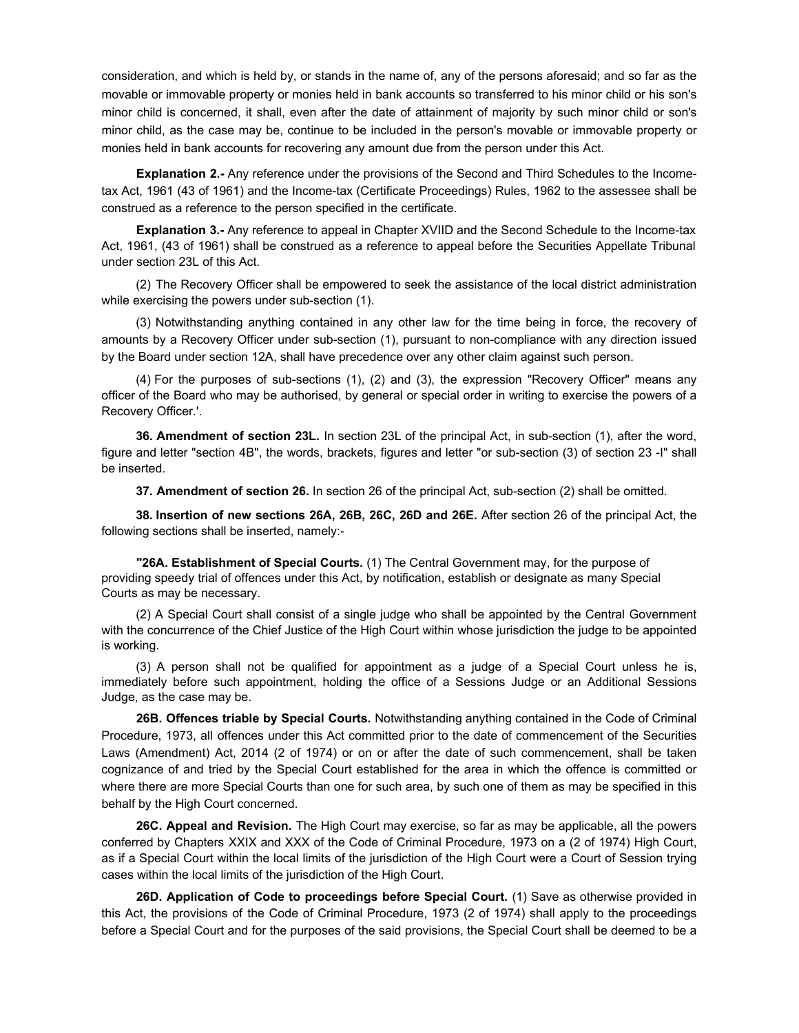consideration, and which is held by, or stands in the name of, any of the persons aforesaid; and so far as the movable or immovable property or monies held in bank accounts so transferred to his minor child or his son's minor child is concerned, it shall, even after the date of attainment of majority by such minor child or son's minor child, as the case may be, continue to be included in the person's movable or immovable property or monies held in bank accounts for recovering any amount due from the person under this Act.

**Explanation 2.-** Any reference under the provisions of the Second and Third Schedules to the Income-tax Act, 1961 (43 of 1961) and the Income-tax (Certificate Proceedings) Rules, 1962 to the assessee shall be construed as a reference to the person specified in the certificate.

**Explanation 3.-** Any reference to appeal in Chapter XVIID and the Second Schedule to the Income-tax Act, 1961, (43 of 1961) shall be construed as a reference to appeal before the Securities Appellate Tribunal under section 23L of this Act.

(2) The Recovery Officer shall be empowered to seek the assistance of the local district administration while exercising the powers under sub-section (1).

(3) Notwithstanding anything contained in any other law for the time being in force, the recovery of amounts by a Recovery Officer under sub-section (1), pursuant to non-compliance with any direction issued by the Board under section 12A, shall have precedence over any other claim against such person.

(4) For the purposes of sub-sections (1), (2) and (3), the expression "Recovery Officer" means any officer of the Board who may be authorised, by general or special order in writing to exercise the powers of a Recovery Officer.'.

**36. Amendment of section 23L.** In section 23L of the principal Act, in sub-section (1), after the word, figure and letter "section 4B", the words, brackets, figures and letter "or sub-section (3) of section 23 -I" shall be inserted.

**37. Amendment of section 26.** In section 26 of the principal Act, sub-section (2) shall be omitted.

**38. Insertion of new sections 26A, 26B, 26C, 26D and 26E.** After section 26 of the principal Act, the following sections shall be inserted, namely:-

**"26A. Establishment of Special Courts.** (1) The Central Government may, for the purpose of providing speedy trial of offences under this Act, by notification, establish or designate as many Special Courts as may be necessary.

(2) A Special Court shall consist of a single judge who shall be appointed by the Central Government with the concurrence of the Chief Justice of the High Court within whose jurisdiction the judge to be appointed is working.

(3) A person shall not be qualified for appointment as a judge of a Special Court unless he is, immediately before such appointment, holding the office of a Sessions Judge or an Additional Sessions Judge, as the case may be.

**26B. Offences triable by Special Courts.** Notwithstanding anything contained in the Code of Criminal Procedure, 1973, all offences under this Act committed prior to the date of commencement of the Securities Laws (Amendment) Act, 2014 (2 of 1974) or on or after the date of such commencement, shall be taken cognizance of and tried by the Special Court established for the area in which the offence is committed or where there are more Special Courts than one for such area, by such one of them as may be specified in this behalf by the High Court concerned.

**26C. Appeal and Revision.** The High Court may exercise, so far as may be applicable, all the powers conferred by Chapters XXIX and XXX of the Code of Criminal Procedure, 1973 on a (2 of 1974) High Court, as if a Special Court within the local limits of the jurisdiction of the High Court were a Court of Session trying cases within the local limits of the jurisdiction of the High Court.

**26D. Application of Code to proceedings before Special Court.** (1) Save as otherwise provided in this Act, the provisions of the Code of Criminal Procedure, 1973 (2 of 1974) shall apply to the proceedings before a Special Court and for the purposes of the said provisions, the Special Court shall be deemed to be a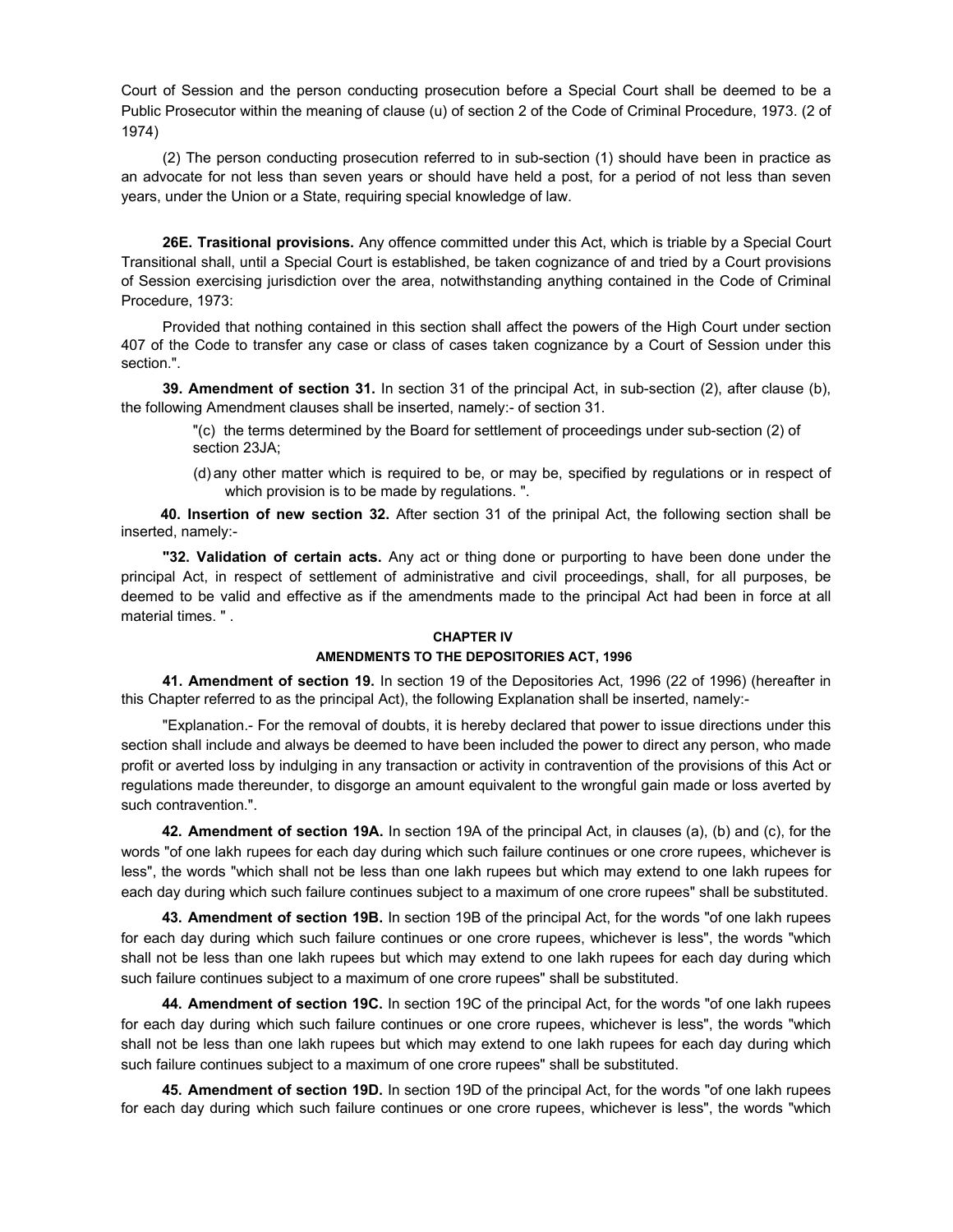Court of Session and the person conducting prosecution before a Special Court shall be deemed to be a Public Prosecutor within the meaning of clause (u) of section 2 of the Code of Criminal Procedure, 1973. (2 of 1974)

(2) The person conducting prosecution referred to in sub-section (1) should have been in practice as an advocate for not less than seven years or should have held a post, for a period of not less than seven years, under the Union or a State, requiring special knowledge of law.

**26E. Trasitional provisions.** Any offence committed under this Act, which is triable by a Special Court Transitional shall, until a Special Court is established, be taken cognizance of and tried by a Court provisions of Session exercising jurisdiction over the area, notwithstanding anything contained in the Code of Criminal Procedure, 1973:

Provided that nothing contained in this section shall affect the powers of the High Court under section 407 of the Code to transfer any case or class of cases taken cognizance by a Court of Session under this section.".

**39. Amendment of section 31.** In section 31 of the principal Act, in sub-section (2), after clause (b), the following Amendment clauses shall be inserted, namely:- of section 31.

"(c) the terms determined by the Board for settlement of proceedings under sub-section (2) of section 23JA;

(d) any other matter which is required to be, or may be, specified by regulations or in respect of which provision is to be made by regulations. ".

**40. Insertion of new section 32.** After section 31 of the prinipal Act, the following section shall be inserted, namely:-

**"32. Validation of certain acts.** Any act or thing done or purporting to have been done under the principal Act, in respect of settlement of administrative and civil proceedings, shall, for all purposes, be deemed to be valid and effective as if the amendments made to the principal Act had been in force at all material times. " .

## CHAPTER IV

## AMENDMENTS TO THE DEPOSITORIES ACT, 1996

**41. Amendment of section 19.** In section 19 of the Depositories Act, 1996 (22 of 1996) (hereafter in this Chapter referred to as the principal Act), the following Explanation shall be inserted, namely:-

"Explanation.- For the removal of doubts, it is hereby declared that power to issue directions under this section shall include and always be deemed to have been included the power to direct any person, who made profit or averted loss by indulging in any transaction or activity in contravention of the provisions of this Act or regulations made thereunder, to disgorge an amount equivalent to the wrongful gain made or loss averted by such contravention.".

**42. Amendment of section 19A.** In section 19A of the principal Act, in clauses (a), (b) and (c), for the words "of one lakh rupees for each day during which such failure continues or one crore rupees, whichever is less", the words "which shall not be less than one lakh rupees but which may extend to one lakh rupees for each day during which such failure continues subject to a maximum of one crore rupees" shall be substituted.

**43. Amendment of section 19B.** In section 19B of the principal Act, for the words "of one lakh rupees for each day during which such failure continues or one crore rupees, whichever is less", the words "which shall not be less than one lakh rupees but which may extend to one lakh rupees for each day during which such failure continues subject to a maximum of one crore rupees" shall be substituted.

**44. Amendment of section 19C.** In section 19C of the principal Act, for the words "of one lakh rupees for each day during which such failure continues or one crore rupees, whichever is less", the words "which shall not be less than one lakh rupees but which may extend to one lakh rupees for each day during which such failure continues subject to a maximum of one crore rupees" shall be substituted.

**45. Amendment of section 19D.** In section 19D of the principal Act, for the words "of one lakh rupees for each day during which such failure continues or one crore rupees, whichever is less", the words "which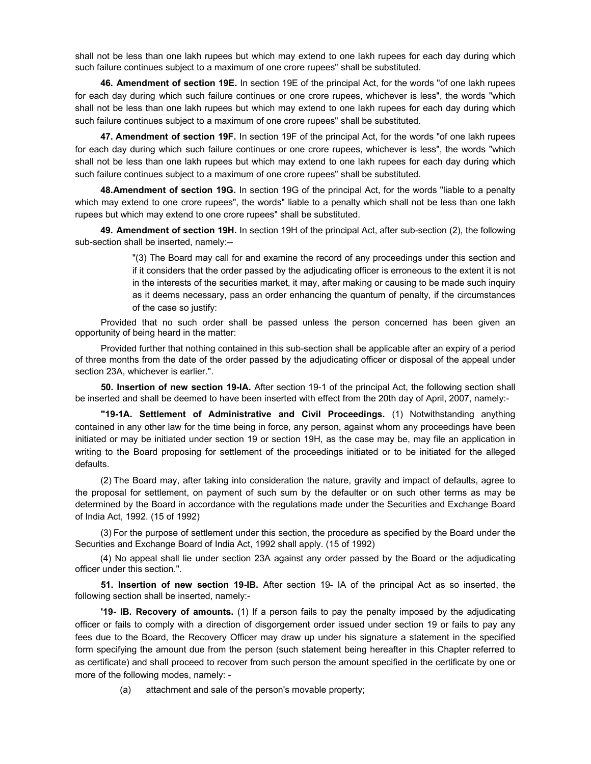shall not be less than one lakh rupees but which may extend to one lakh rupees for each day during which such failure continues subject to a maximum of one crore rupees" shall be substituted.

**46. Amendment of section 19E.** In section 19E of the principal Act, for the words "of one lakh rupees for each day during which such failure continues or one crore rupees, whichever is less", the words "which shall not be less than one lakh rupees but which may extend to one lakh rupees for each day during which such failure continues subject to a maximum of one crore rupees" shall be substituted.

**47. Amendment of section 19F.** In section 19F of the principal Act, for the words "of one lakh rupees for each day during which such failure continues or one crore rupees, whichever is less", the words "which shall not be less than one lakh rupees but which may extend to one lakh rupees for each day during which such failure continues subject to a maximum of one crore rupees" shall be substituted.

**48.Amendment of section 19G.** In section 19G of the principal Act, for the words "liable to a penalty which may extend to one crore rupees", the words" liable to a penalty which shall not be less than one lakh rupees but which may extend to one crore rupees" shall be substituted.

**49. Amendment of section 19H.** In section 19H of the principal Act, after sub-section (2), the following sub-section shall be inserted, namely:--

> "(3) The Board may call for and examine the record of any proceedings under this section and if it considers that the order passed by the adjudicating officer is erroneous to the extent it is not in the interests of the securities market, it may, after making or causing to be made such inquiry as it deems necessary, pass an order enhancing the quantum of penalty, if the circumstances of the case so justify:

Provided that no such order shall be passed unless the person concerned has been given an opportunity of being heard in the matter:

Provided further that nothing contained in this sub-section shall be applicable after an expiry of a period of three months from the date of the order passed by the adjudicating officer or disposal of the appeal under section 23A, whichever is earlier.".

**50. Insertion of new section 19-IA.** After section 19-1 of the principal Act, the following section shall be inserted and shall be deemed to have been inserted with effect from the 20th day of April, 2007, namely:-

**"19-1A. Settlement of Administrative and Civil Proceedings.** (1) Notwithstanding anything contained in any other law for the time being in force, any person, against whom any proceedings have been initiated or may be initiated under section 19 or section 19H, as the case may be, may file an application in writing to the Board proposing for settlement of the proceedings initiated or to be initiated for the alleged defaults.

(2) The Board may, after taking into consideration the nature, gravity and impact of defaults, agree to the proposal for settlement, on payment of such sum by the defaulter or on such other terms as may be determined by the Board in accordance with the regulations made under the Securities and Exchange Board of India Act, 1992. (15 of 1992)

(3) For the purpose of settlement under this section, the procedure as specified by the Board under the Securities and Exchange Board of India Act, 1992 shall apply. (15 of 1992)

(4) No appeal shall lie under section 23A against any order passed by the Board or the adjudicating officer under this section.".

**51. Insertion of new section 19-IB.** After section 19- IA of the principal Act as so inserted, the following section shall be inserted, namely:-

**'19- IB. Recovery of amounts.** (1) If a person fails to pay the penalty imposed by the adjudicating officer or fails to comply with a direction of disgorgement order issued under section 19 or fails to pay any fees due to the Board, the Recovery Officer may draw up under his signature a statement in the specified form specifying the amount due from the person (such statement being hereafter in this Chapter referred to as certificate) and shall proceed to recover from such person the amount specified in the certificate by one or more of the following modes, namely: -

(a) attachment and sale of the person's movable property;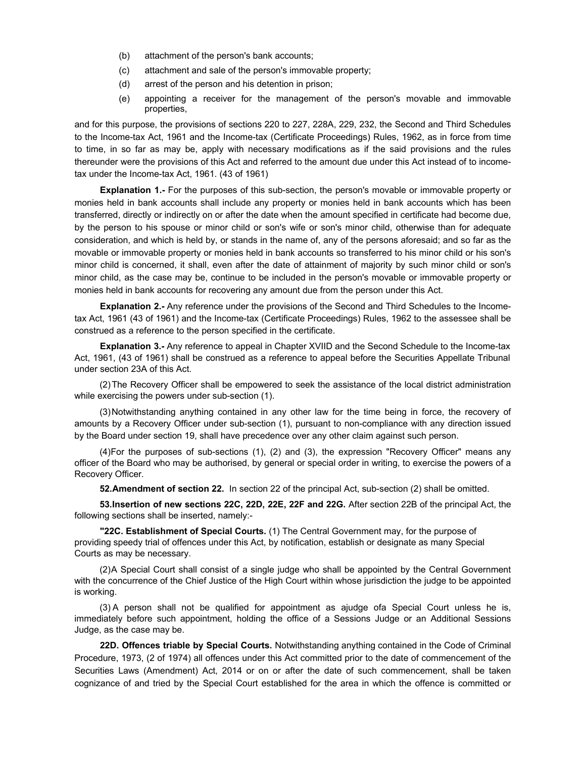(b) attachment of the person's bank accounts;

(c) attachment and sale of the person's immovable property;

(d) arrest of the person and his detention in prison;

(e) appointing a receiver for the management of the person's movable and immovable properties,

and for this purpose, the provisions of sections 220 to 227, 228A, 229, 232, the Second and Third Schedules to the Income-tax Act, 1961 and the Income-tax (Certificate Proceedings) Rules, 1962, as in force from time to time, in so far as may be, apply with necessary modifications as if the said provisions and the rules thereunder were the provisions of this Act and referred to the amount due under this Act instead of to income-tax under the Income-tax Act, 1961. (43 of 1961)

**Explanation 1.-** For the purposes of this sub-section, the person's movable or immovable property or monies held in bank accounts shall include any property or monies held in bank accounts which has been transferred, directly or indirectly on or after the date when the amount specified in certificate had become due, by the person to his spouse or minor child or son's wife or son's minor child, otherwise than for adequate consideration, and which is held by, or stands in the name of, any of the persons aforesaid; and so far as the movable or immovable property or monies held in bank accounts so transferred to his minor child or his son's minor child is concerned, it shall, even after the date of attainment of majority by such minor child or son's minor child, as the case may be, continue to be included in the person's movable or immovable property or monies held in bank accounts for recovering any amount due from the person under this Act.

**Explanation 2.-** Any reference under the provisions of the Second and Third Schedules to the Income-tax Act, 1961 (43 of 1961) and the Income-tax (Certificate Proceedings) Rules, 1962 to the assessee shall be construed as a reference to the person specified in the certificate.

**Explanation 3.-** Any reference to appeal in Chapter XVIID and the Second Schedule to the Income-tax Act, 1961, (43 of 1961) shall be construed as a reference to appeal before the Securities Appellate Tribunal under section 23A of this Act.

(2) The Recovery Officer shall be empowered to seek the assistance of the local district administration while exercising the powers under sub-section (1).

(3) Notwithstanding anything contained in any other law for the time being in force, the recovery of amounts by a Recovery Officer under sub-section (1), pursuant to non-compliance with any direction issued by the Board under section 19, shall have precedence over any other claim against such person.

(4) For the purposes of sub-sections (1), (2) and (3), the expression "Recovery Officer" means any officer of the Board who may be authorised, by general or special order in writing, to exercise the powers of a Recovery Officer.

**52. Amendment of section 22.** In section 22 of the principal Act, sub-section (2) shall be omitted.

**53. Insertion of new sections 22C, 22D, 22E, 22F and 22G.** After section 22B of the principal Act, the following sections shall be inserted, namely:-

**"22C. Establishment of Special Courts.** (1) The Central Government may, for the purpose of providing speedy trial of offences under this Act, by notification, establish or designate as many Special Courts as may be necessary.

(2) A Special Court shall consist of a single judge who shall be appointed by the Central Government with the concurrence of the Chief Justice of the High Court within whose jurisdiction the judge to be appointed is working.

(3) A person shall not be qualified for appointment as ajudge ofa Special Court unless he is, immediately before such appointment, holding the office of a Sessions Judge or an Additional Sessions Judge, as the case may be.

**22D. Offences triable by Special Courts.** Notwithstanding anything contained in the Code of Criminal Procedure, 1973, (2 of 1974) all offences under this Act committed prior to the date of commencement of the Securities Laws (Amendment) Act, 2014 or on or after the date of such commencement, shall be taken cognizance of and tried by the Special Court established for the area in which the offence is committed or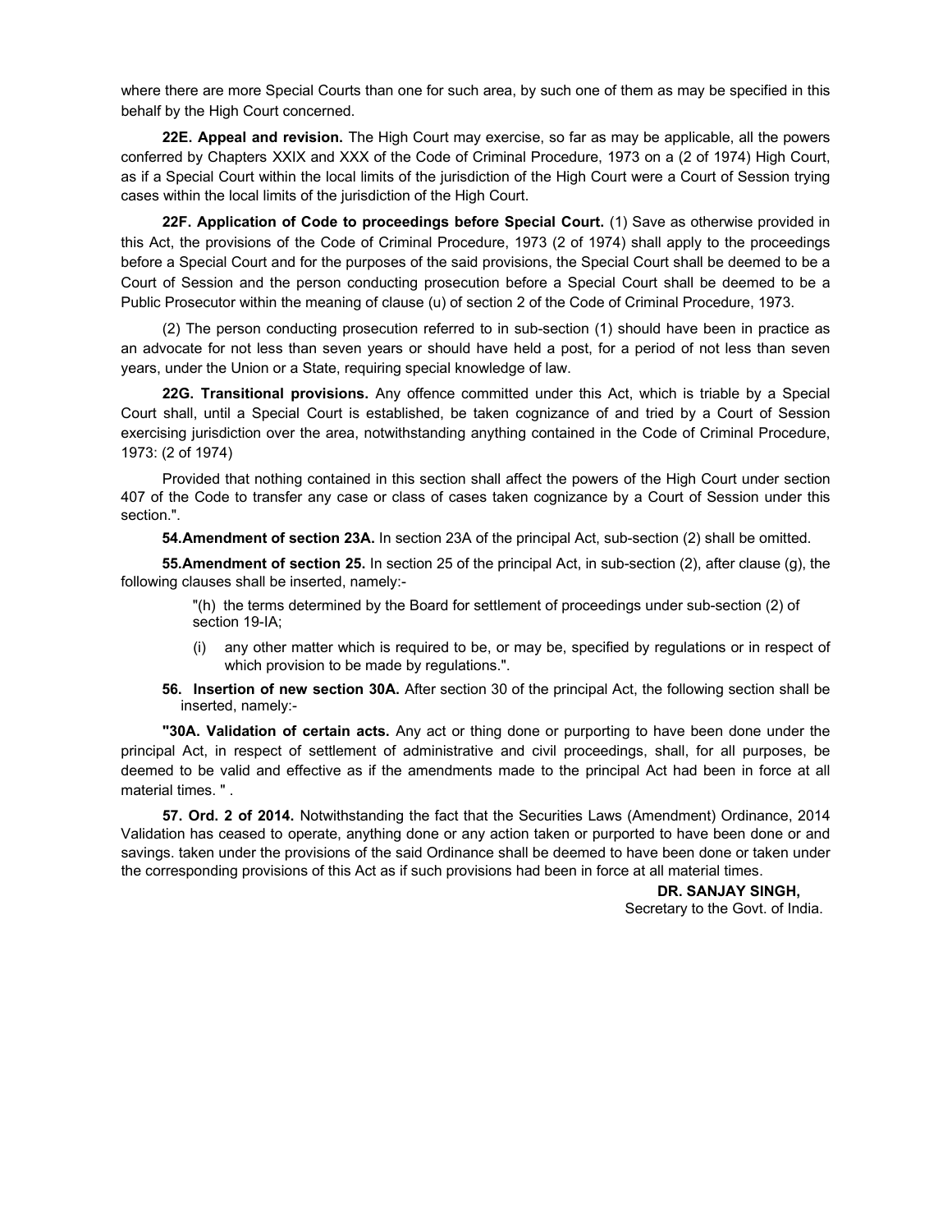where there are more Special Courts than one for such area, by such one of them as may be specified in this behalf by the High Court concerned.

**22E. Appeal and revision.** The High Court may exercise, so far as may be applicable, all the powers conferred by Chapters XXIX and XXX of the Code of Criminal Procedure, 1973 on a (2 of 1974) High Court, as if a Special Court within the local limits of the jurisdiction of the High Court were a Court of Session trying cases within the local limits of the jurisdiction of the High Court.

**22F. Application of Code to proceedings before Special Court.** (1) Save as otherwise provided in this Act, the provisions of the Code of Criminal Procedure, 1973 (2 of 1974) shall apply to the proceedings before a Special Court and for the purposes of the said provisions, the Special Court shall be deemed to be a Court of Session and the person conducting prosecution before a Special Court shall be deemed to be a Public Prosecutor within the meaning of clause (u) of section 2 of the Code of Criminal Procedure, 1973.

(2) The person conducting prosecution referred to in sub-section (1) should have been in practice as an advocate for not less than seven years or should have held a post, for a period of not less than seven years, under the Union or a State, requiring special knowledge of law.

**22G. Transitional provisions.** Any offence committed under this Act, which is triable by a Special Court shall, until a Special Court is established, be taken cognizance of and tried by a Court of Session exercising jurisdiction over the area, notwithstanding anything contained in the Code of Criminal Procedure, 1973: (2 of 1974)

Provided that nothing contained in this section shall affect the powers of the High Court under section 407 of the Code to transfer any case or class of cases taken cognizance by a Court of Session under this section.".

**54.Amendment of section 23A.** In section 23A of the principal Act, sub-section (2) shall be omitted.

**55.Amendment of section 25.** In section 25 of the principal Act, in sub-section (2), after clause (g), the following clauses shall be inserted, namely:-

"(h) the terms determined by the Board for settlement of proceedings under sub-section (2) of section 19-IA;

(i) any other matter which is required to be, or may be, specified by regulations or in respect of which provision to be made by regulations.".

**56. Insertion of new section 30A.** After section 30 of the principal Act, the following section shall be inserted, namely:-

**"30A. Validation of certain acts.** Any act or thing done or purporting to have been done under the principal Act, in respect of settlement of administrative and civil proceedings, shall, for all purposes, be deemed to be valid and effective as if the amendments made to the principal Act had been in force at all material times. " .

**57. Ord. 2 of 2014.** Notwithstanding the fact that the Securities Laws (Amendment) Ordinance, 2014 Validation has ceased to operate, anything done or any action taken or purported to have been done or and savings. taken under the provisions of the said Ordinance shall be deemed to have been done or taken under the corresponding provisions of this Act as if such provisions had been in force at all material times.

**DR. SANJAY SINGH,**
Secretary to the Govt. of India.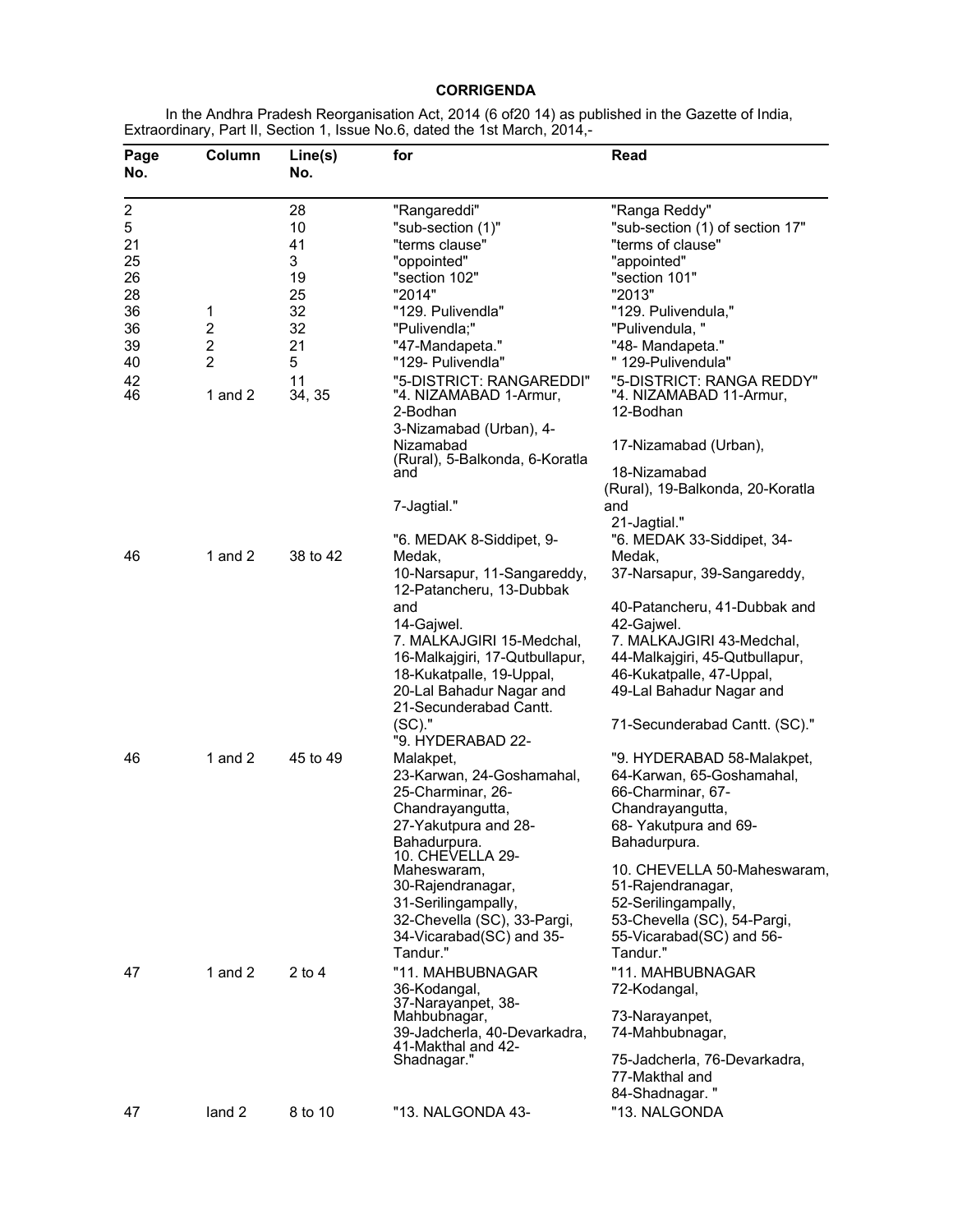## CORRIGENDA

In the Andhra Pradesh Reorganisation Act, 2014 (6 of20 14) as published in the Gazette of India, Extraordinary, Part II, Section 1, Issue No.6, dated the 1st March, 2014,-

| Page No. | Column | Line(s) No. | for | Read |
|---|---|---|---|---|
| 2 | | 28 | "Rangareddi" | "Ranga Reddy" |
| 5 | | 10 | "sub-section (1)" | "sub-section (1) of section 17" |
| 21 | | 41 | "terms clause" | "terms of clause" |
| 25 | | 3 | "oppointed" | "appointed" |
| 26 | | 19 | "section 102" | "section 101" |
| 28 | | 25 | "2014" | "2013" |
| 36 | 1 | 32 | "129. Pulivendla" | "129. Pulivendula," |
| 36 | 2 | 32 | "Pulivendla;" | "Pulivendula, " |
| 39 | 2 | 21 | "47-Mandapeta." | "48- Mandapeta." |
| 40 | 2 | 5 | "129- Pulivendla" | " 129-Pulivendula" |
| 42 | | 11 | "5-DISTRICT: RANGAREDDI" | "5-DISTRICT: RANGA REDDY" |
| 46 | 1 and 2 | 34, 35 | "4. NIZAMABAD 1-Armur, 2-Bodhan 3-Nizamabad (Urban), 4-Nizamabad (Rural), 5-Balkonda, 6-Koratla and 7-Jagtial." | "4. NIZAMABAD 11-Armur, 12-Bodhan 17-Nizamabad (Urban), 18-Nizamabad (Rural), 19-Balkonda, 20-Koratla and 21-Jagtial." |
| 46 | 1 and 2 | 38 to 42 | "6. MEDAK 8-Siddipet, 9-Medak, 10-Narsapur, 11-Sangareddy, 12-Patancheru, 13-Dubbak and 14-Gajwel. 7. MALKAJGIRI 15-Medchal, 16-Malkajgiri, 17-Qutbullapur, 18-Kukatpalle, 19-Uppal, 20-Lal Bahadur Nagar and 21-Secunderabad Cantt. (SC)." | "6. MEDAK 33-Siddipet, 34-Medak, 37-Narsapur, 39-Sangareddy, 40-Patancheru, 41-Dubbak and 42-Gajwel. 7. MALKAJGIRI 43-Medchal, 44-Malkajgiri, 45-Qutbullapur, 46-Kukatpalle, 47-Uppal, 49-Lal Bahadur Nagar and 71-Secunderabad Cantt. (SC)." |
| 46 | 1 and 2 | 45 to 49 | "9. HYDERABAD 22-Malakpet, 23-Karwan, 24-Goshamahal, 25-Charminar, 26-Chandrayangutta, 27-Yakutpura and 28-Bahadurpura. 10. CHEVELLA 29-Maheswaram, 30-Rajendranagar, 31-Serilingampally, 32-Chevella (SC), 33-Pargi, 34-Vicarabad(SC) and 35-Tandur." | "9. HYDERABAD 58-Malakpet, 64-Karwan, 65-Goshamahal, 66-Charminar, 67-Chandrayangutta, 68- Yakutpura and 69-Bahadurpura. 10. CHEVELLA 50-Maheswaram, 51-Rajendranagar, 52-Serilingampally, 53-Chevella (SC), 54-Pargi, 55-Vicarabad(SC) and 56-Tandur." |
| 47 | 1 and 2 | 2 to 4 | "11. MAHBUBNAGAR 36-Kodangal, 37-Narayanpet, 38-Mahbubnagar, 39-Jadcherla, 40-Devarkadra, 41-Makthal and 42-Shadnagar." | "11. MAHBUBNAGAR 72-Kodangal, 73-Narayanpet, 74-Mahbubnagar, 75-Jadcherla, 76-Devarkadra, 77-Makthal and 84-Shadnagar. " |
| 47 | land 2 | 8 to 10 | "13. NALGONDA 43- | "13. NALGONDA |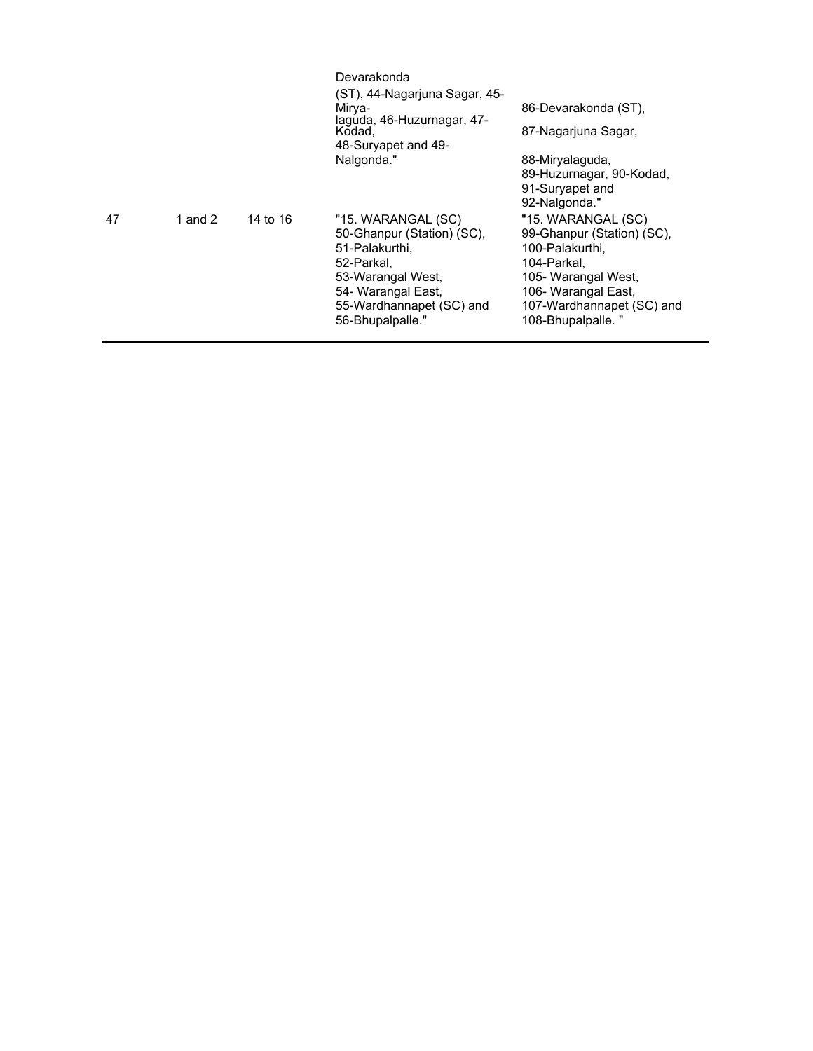| | | | | |
|---|---|---|---|---|
| | | | Devarakonda (ST), 44-Nagarjuna Sagar, 45-Mirya-laguda, 46-Huzurnagar, 47-Kodad, 48-Suryapet and 49-Nalgonda." | 86-Devarakonda (ST), 87-Nagarjuna Sagar, 88-Miryalaguda, 89-Huzurnagar, 90-Kodad, 91-Suryapet and 92-Nalgonda." |
| 47 | 1 and 2 | 14 to 16 | "15. WARANGAL (SC) 50-Ghanpur (Station) (SC), 51-Palakurthi, 52-Parkal, 53-Warangal West, 54- Warangal East, 55-Wardhannapet (SC) and 56-Bhupalpalle." | "15. WARANGAL (SC) 99-Ghanpur (Station) (SC), 100-Palakurthi, 104-Parkal, 105- Warangal West, 106- Warangal East, 107-Wardhannapet (SC) and 108-Bhupalpalle. " |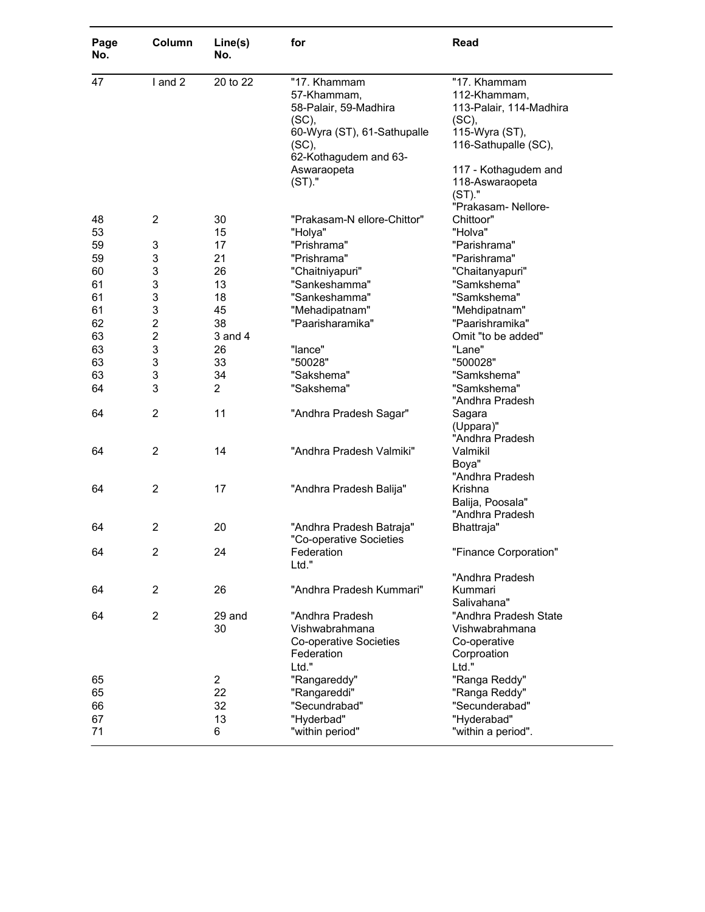| Page No. | Column | Line(s) No. | for | Read |
|---|---|---|---|---|
| 47 | I and 2 | 20 to 22 | "17. Khammam 57-Khammam, 58-Palair, 59-Madhira (SC), 60-Wyra (ST), 61-Sathupalle (SC), 62-Kothagudem and 63-Aswaraopeta (ST)." | "17. Khammam 112-Khammam, 113-Palair, 114-Madhira (SC), 115-Wyra (ST), 116-Sathupalle (SC), 117 - Kothagudem and 118-Aswaraopeta (ST)." |
| 48 | 2 | 30 | "Prakasam-N ellore-Chittor" | "Prakasam- Nellore-Chittoor" |
| 53 | | 15 | "Holya" | "Holva" |
| 59 | 3 | 17 | "Prishrama" | "Parishrama" |
| 59 | 3 | 21 | "Prishrama" | "Parishrama" |
| 60 | 3 | 26 | "Chaitniyapuri" | "Chaitanyapuri" |
| 61 | 3 | 13 | "Sankeshamma" | "Samkshema" |
| 61 | 3 | 18 | "Sankeshamma" | "Samkshema" |
| 61 | 3 | 45 | "Mehadipatnam" | "Mehdipatnam" |
| 62 | 2 | 38 | "Paarisharamika" | "Paarishramika" |
| 63 | 2 | 3 and 4 | | Omit "to be added" |
| 63 | 3 | 26 | "lance" | "Lane" |
| 63 | 3 | 33 | "500028" | "500028" |
| 63 | 3 | 34 | "Sakshema" | "Samkshema" |
| 64 | 3 | 2 | "Sakshema" | "Samkshema" |
| 64 | 2 | 11 | "Andhra Pradesh Sagar" | "Andhra Pradesh Sagara (Uppara)" |
| 64 | 2 | 14 | "Andhra Pradesh Valmiki" | "Andhra Pradesh Valmikil Boya" |
| 64 | 2 | 17 | "Andhra Pradesh Balija" | "Andhra Pradesh Krishna Balija, Poosala" |
| 64 | 2 | 20 | "Andhra Pradesh Batraja" | "Andhra Pradesh Bhattraja" |
| 64 | 2 | 24 | "Co-operative Societies Federation Ltd." | "Finance Corporation" |
| 64 | 2 | 26 | "Andhra Pradesh Kummari" | "Andhra Pradesh Kummari Salivahana" |
| 64 | 2 | 29 and 30 | "Andhra Pradesh Vishwabrahmana Co-operative Societies Federation Ltd." | "Andhra Pradesh State Vishwabrahmana Co-operative Corproation Ltd." |
| 65 | | 2 | "Rangareddy" | "Ranga Reddy" |
| 65 | | 22 | "Rangareddi" | "Ranga Reddy" |
| 66 | | 32 | "Secundrabad" | "Secunderabad" |
| 67 | | 13 | "Hyderbad" | "Hyderabad" |
| 71 | | 6 | "within period" | "within a period". |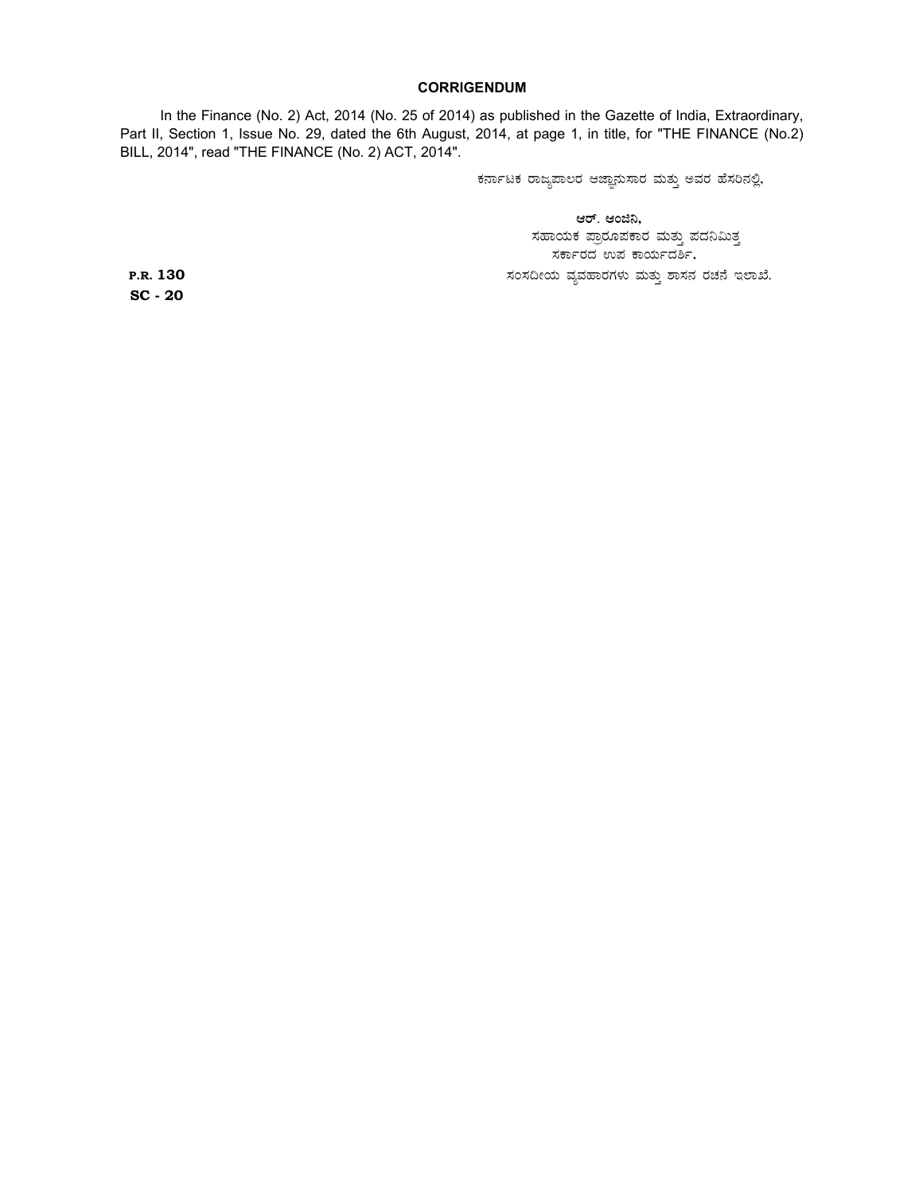## CORRIGENDUM

In the Finance (No. 2) Act, 2014 (No. 25 of 2014) as published in the Gazette of India, Extraordinary, Part II, Section 1, Issue No. 29, dated the 6th August, 2014, at page 1, in title, for "THE FINANCE (No.2) BILL, 2014", read "THE FINANCE (No. 2) ACT, 2014".

ಕರ್ನಾಟಕ ರಾಜ್ಯಪಾಲರ ಆಜ್ಞಾನುಸಾರ ಮತ್ತು ಅವರ ಹೆಸರಿನಲ್ಲಿ,

**ಆರ್. ಆಂಜಿನಿ,**
ಸಹಾಯಕ ಪ್ರಾರೂಪಕಾರ ಮತ್ತು ಪದನಿಮಿತ್ತ
ಸರ್ಕಾರದ ಉಪ ಕಾರ್ಯದರ್ಶಿ,
ಸಂಸದೀಯ ವ್ಯವಹಾರಗಳು ಮತ್ತು ಶಾಸನ ರಚನೆ ಇಲಾಖೆ.

**P.R. 130**
**SC - 20**